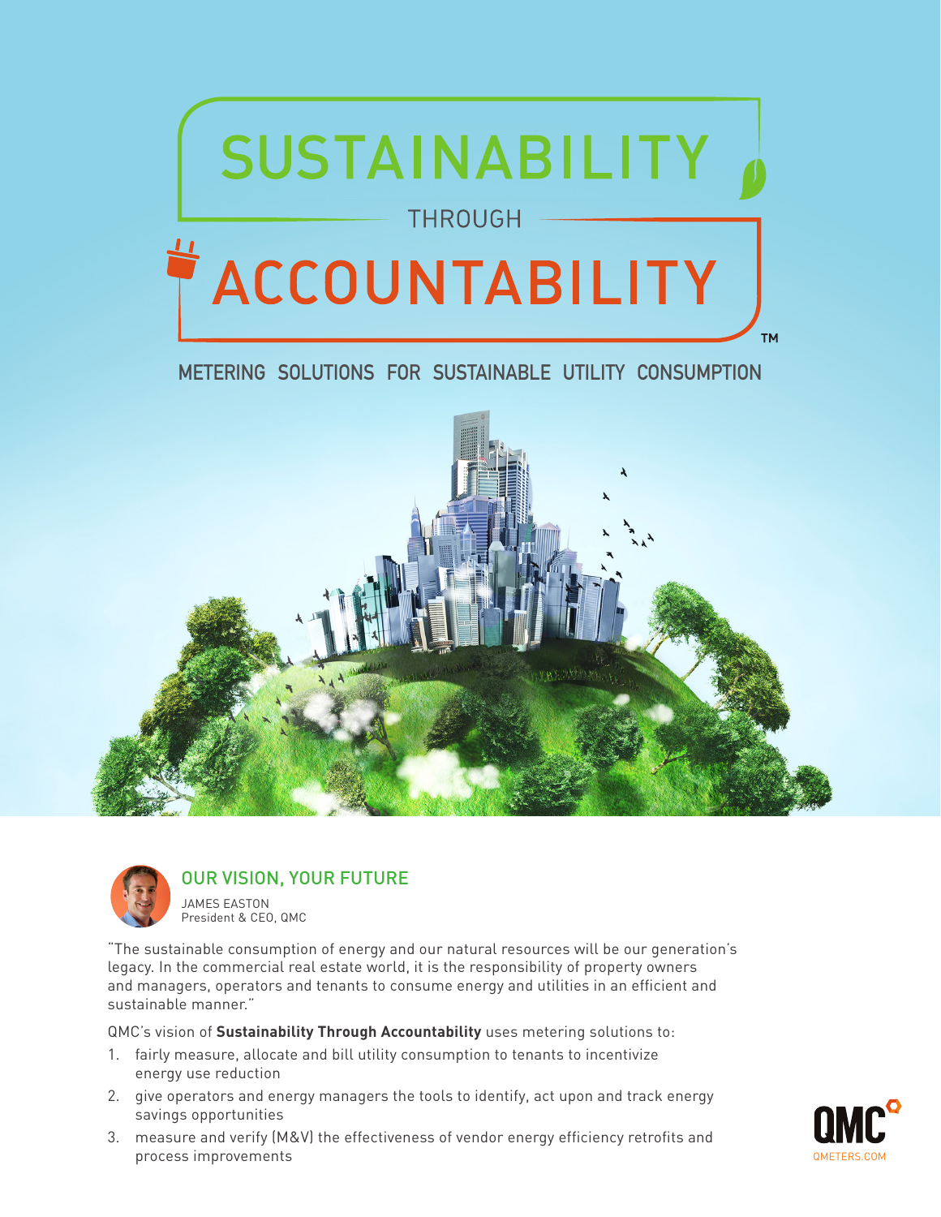# SUSTAINABILITY THROUGH ACCOUNTABILITY™

## METERING SOLUTIONS FOR SUSTAINABLE UTILITY CONSUMPTION

### OUR VISION, YOUR FUTURE

JAMES EASTON
President & CEO, QMC

"The sustainable consumption of energy and our natural resources will be our generation's legacy. In the commercial real estate world, it is the responsibility of property owners and managers, operators and tenants to consume energy and utilities in an efficient and sustainable manner."

QMC's vision of **Sustainability Through Accountability** uses metering solutions to:

1. fairly measure, allocate and bill utility consumption to tenants to incentivize energy use reduction
2. give operators and energy managers the tools to identify, act upon and track energy savings opportunities
3. measure and verify (M&V) the effectiveness of vendor energy efficiency retrofits and process improvements

QMC
QMETERS.COM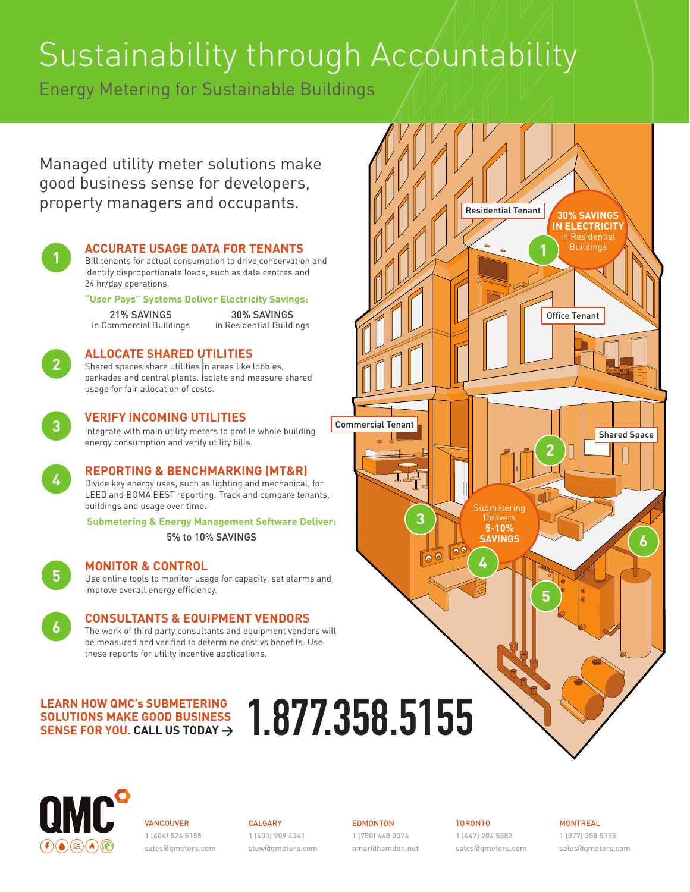# Sustainability through Accountability

## Energy Metering for Sustainable Buildings

Managed utility meter solutions make good business sense for developers, property managers and occupants.

### 1 ACCURATE USAGE DATA FOR TENANTS

Bill tenants for actual consumption to drive conservation and identify disproportionate loads, such as data centres and 24 hr/day operations.

**"User Pays" Systems Deliver Electricity Savings:**

21% SAVINGS in Commercial Buildings

30% SAVINGS in Residential Buildings

### 2 ALLOCATE SHARED UTILITIES

Shared spaces share utilities in areas like lobbies, parkades and central plants. Isolate and measure shared usage for fair allocation of costs.

### 3 VERIFY INCOMING UTILITIES

Integrate with main utility meters to profile whole building energy consumption and verify utility bills.

### 4 REPORTING & BENCHMARKING (MT&R)

Divide key energy uses, such as lighting and mechanical, for LEED and BOMA BEST reporting. Track and compare tenants, buildings and usage over time.

**Submetering & Energy Management Software Deliver:**

5% to 10% SAVINGS

### 5 MONITOR & CONTROL

Use online tools to monitor usage for capacity, set alarms and improve overall energy efficiency.

### 6 CONSULTANTS & EQUIPMENT VENDORS

The work of third party consultants and equipment vendors will be measured and verified to determine cost vs benefits. Use these reports for utility incentive applications.

Residential Tenant

30% SAVINGS IN ELECTRICITY in Residential Buildings

Office Tenant

Commercial Tenant

Shared Space

Submetering Delivers 5-10% SAVINGS

**LEARN HOW QMC's SUBMETERING SOLUTIONS MAKE GOOD BUSINESS SENSE FOR YOU. CALL US TODAY →**

# 1.877.358.5155

QMC

VANCOUVER
1 (604) 526 5155
sales@qmeters.com

CALGARY
1 (403) 909 4341
stew@qmeters.com

EDMONTON
1 (780) 448 0074
omar@hamdon.net

TORONTO
1 (647) 284 5882
sales@qmeters.com

MONTREAL
1 (877) 358 5155
sales@qmeters.com